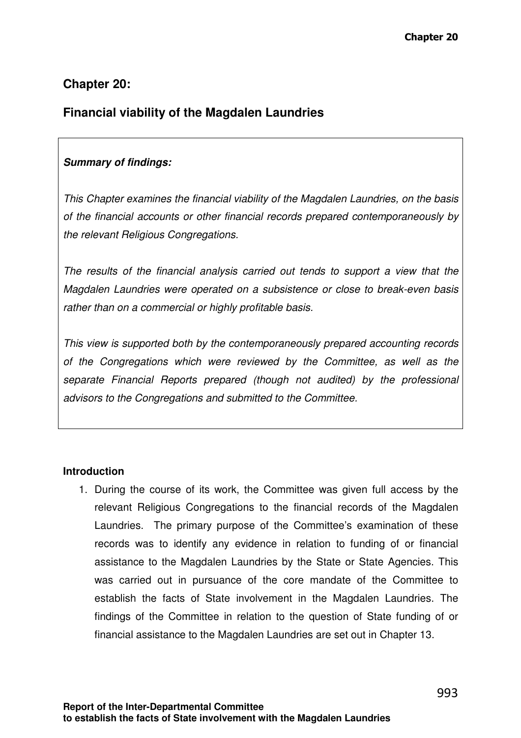## Chapter 20:

## Financial viability of the Magdalen Laundries

> ***Summary of findings:***
>
> *This Chapter examines the financial viability of the Magdalen Laundries, on the basis of the financial accounts or other financial records prepared contemporaneously by the relevant Religious Congregations.*
>
> *The results of the financial analysis carried out tends to support a view that the Magdalen Laundries were operated on a subsistence or close to break-even basis rather than on a commercial or highly profitable basis.*
>
> *This view is supported both by the contemporaneously prepared accounting records of the Congregations which were reviewed by the Committee, as well as the separate Financial Reports prepared (though not audited) by the professional advisors to the Congregations and submitted to the Committee.*

### Introduction

1. During the course of its work, the Committee was given full access by the relevant Religious Congregations to the financial records of the Magdalen Laundries. The primary purpose of the Committee's examination of these records was to identify any evidence in relation to funding of or financial assistance to the Magdalen Laundries by the State or State Agencies. This was carried out in pursuance of the core mandate of the Committee to establish the facts of State involvement in the Magdalen Laundries. The findings of the Committee in relation to the question of State funding of or financial assistance to the Magdalen Laundries are set out in Chapter 13.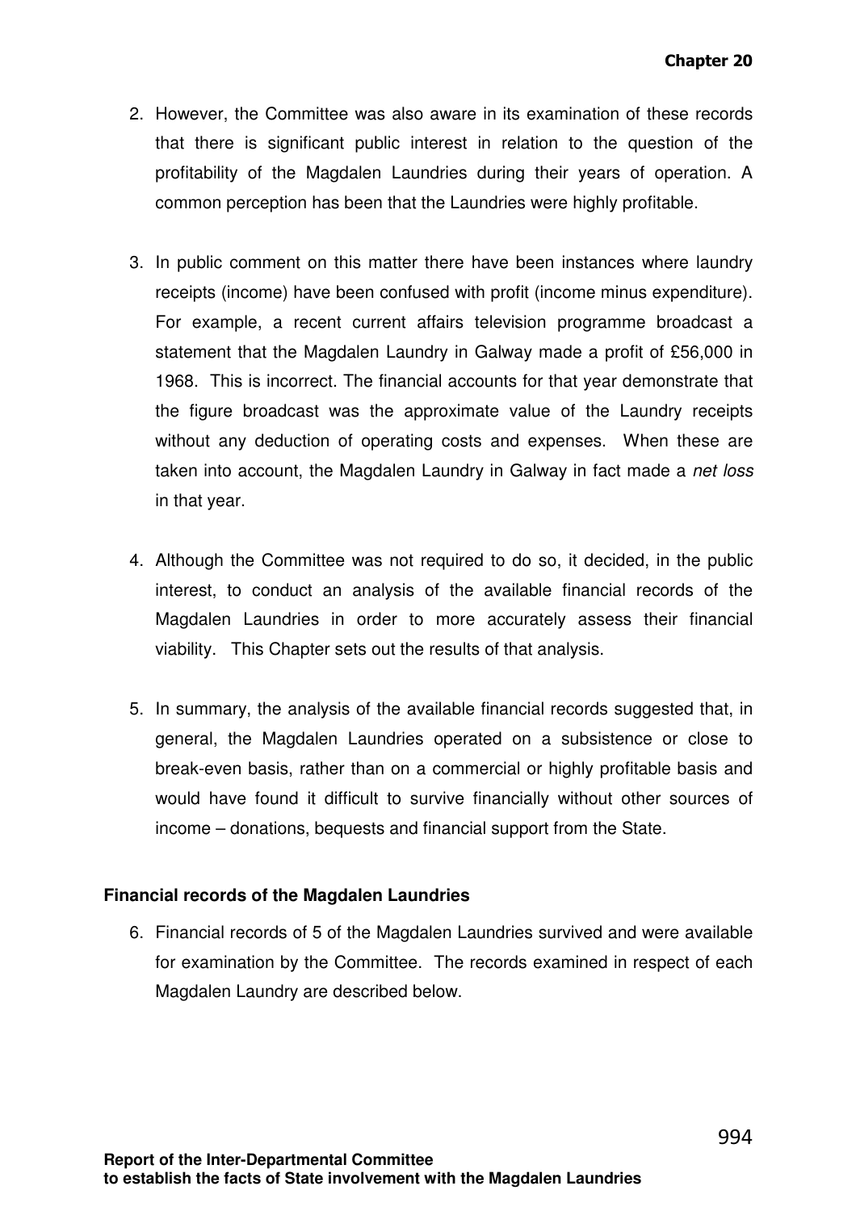2. However, the Committee was also aware in its examination of these records that there is significant public interest in relation to the question of the profitability of the Magdalen Laundries during their years of operation. A common perception has been that the Laundries were highly profitable.

3. In public comment on this matter there have been instances where laundry receipts (income) have been confused with profit (income minus expenditure). For example, a recent current affairs television programme broadcast a statement that the Magdalen Laundry in Galway made a profit of £56,000 in 1968. This is incorrect. The financial accounts for that year demonstrate that the figure broadcast was the approximate value of the Laundry receipts without any deduction of operating costs and expenses. When these are taken into account, the Magdalen Laundry in Galway in fact made a *net loss* in that year.

4. Although the Committee was not required to do so, it decided, in the public interest, to conduct an analysis of the available financial records of the Magdalen Laundries in order to more accurately assess their financial viability. This Chapter sets out the results of that analysis.

5. In summary, the analysis of the available financial records suggested that, in general, the Magdalen Laundries operated on a subsistence or close to break-even basis, rather than on a commercial or highly profitable basis and would have found it difficult to survive financially without other sources of income – donations, bequests and financial support from the State.

**Financial records of the Magdalen Laundries**

6. Financial records of 5 of the Magdalen Laundries survived and were available for examination by the Committee. The records examined in respect of each Magdalen Laundry are described below.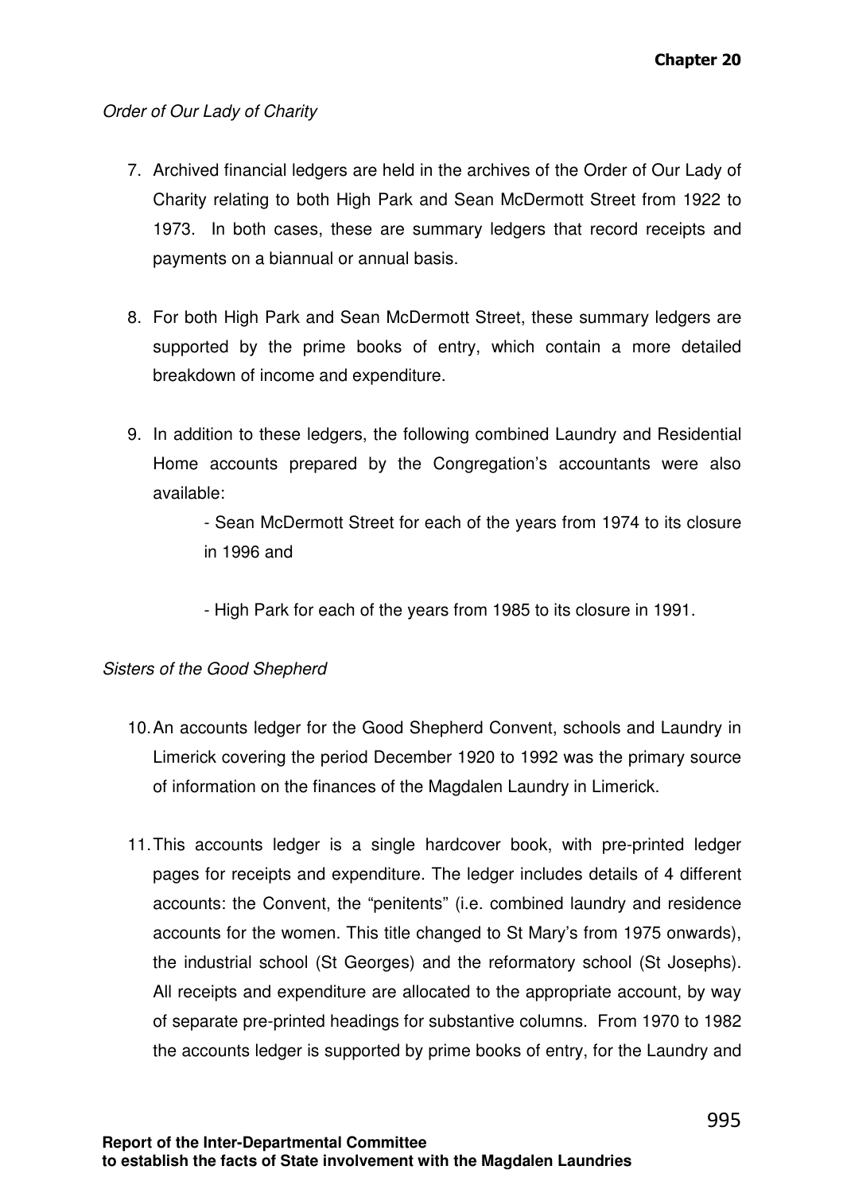*Order of Our Lady of Charity*

7. Archived financial ledgers are held in the archives of the Order of Our Lady of Charity relating to both High Park and Sean McDermott Street from 1922 to 1973. In both cases, these are summary ledgers that record receipts and payments on a biannual or annual basis.

8. For both High Park and Sean McDermott Street, these summary ledgers are supported by the prime books of entry, which contain a more detailed breakdown of income and expenditure.

9. In addition to these ledgers, the following combined Laundry and Residential Home accounts prepared by the Congregation's accountants were also available:

   - Sean McDermott Street for each of the years from 1974 to its closure in 1996 and

   - High Park for each of the years from 1985 to its closure in 1991.

*Sisters of the Good Shepherd*

10. An accounts ledger for the Good Shepherd Convent, schools and Laundry in Limerick covering the period December 1920 to 1992 was the primary source of information on the finances of the Magdalen Laundry in Limerick.

11. This accounts ledger is a single hardcover book, with pre-printed ledger pages for receipts and expenditure. The ledger includes details of 4 different accounts: the Convent, the "penitents" (i.e. combined laundry and residence accounts for the women. This title changed to St Mary's from 1975 onwards), the industrial school (St Georges) and the reformatory school (St Josephs). All receipts and expenditure are allocated to the appropriate account, by way of separate pre-printed headings for substantive columns. From 1970 to 1982 the accounts ledger is supported by prime books of entry, for the Laundry and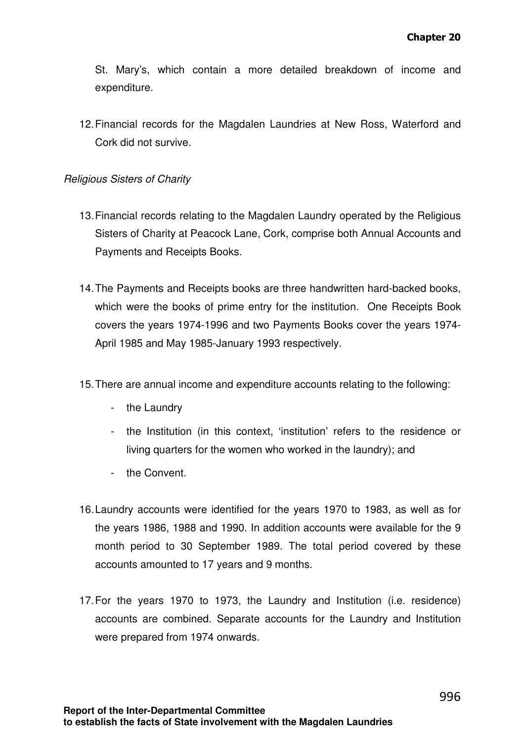St. Mary's, which contain a more detailed breakdown of income and expenditure.

12. Financial records for the Magdalen Laundries at New Ross, Waterford and Cork did not survive.

*Religious Sisters of Charity*

13. Financial records relating to the Magdalen Laundry operated by the Religious Sisters of Charity at Peacock Lane, Cork, comprise both Annual Accounts and Payments and Receipts Books.

14. The Payments and Receipts books are three handwritten hard-backed books, which were the books of prime entry for the institution. One Receipts Book covers the years 1974-1996 and two Payments Books cover the years 1974-April 1985 and May 1985-January 1993 respectively.

15. There are annual income and expenditure accounts relating to the following:

    - the Laundry
    - the Institution (in this context, 'institution' refers to the residence or living quarters for the women who worked in the laundry); and
    - the Convent.

16. Laundry accounts were identified for the years 1970 to 1983, as well as for the years 1986, 1988 and 1990. In addition accounts were available for the 9 month period to 30 September 1989. The total period covered by these accounts amounted to 17 years and 9 months.

17. For the years 1970 to 1973, the Laundry and Institution (i.e. residence) accounts are combined. Separate accounts for the Laundry and Institution were prepared from 1974 onwards.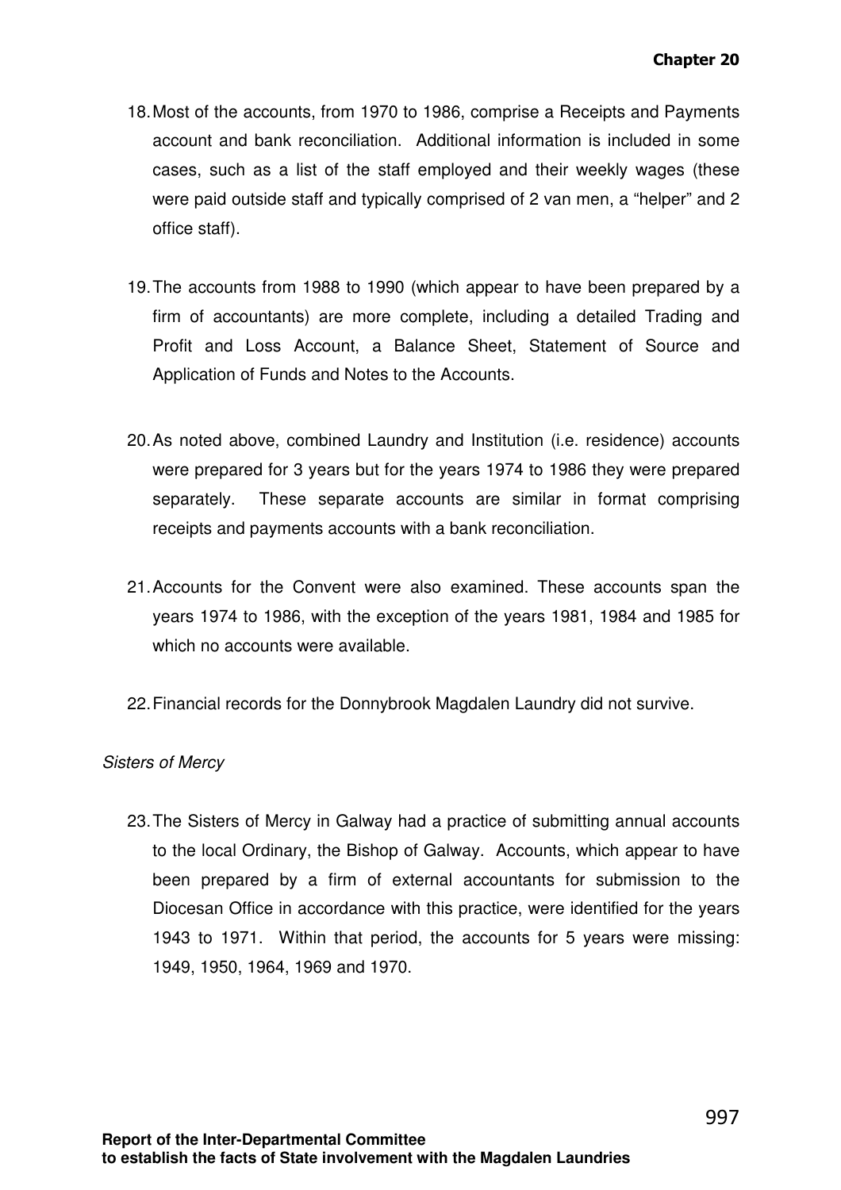18. Most of the accounts, from 1970 to 1986, comprise a Receipts and Payments account and bank reconciliation. Additional information is included in some cases, such as a list of the staff employed and their weekly wages (these were paid outside staff and typically comprised of 2 van men, a "helper" and 2 office staff).

19. The accounts from 1988 to 1990 (which appear to have been prepared by a firm of accountants) are more complete, including a detailed Trading and Profit and Loss Account, a Balance Sheet, Statement of Source and Application of Funds and Notes to the Accounts.

20. As noted above, combined Laundry and Institution (i.e. residence) accounts were prepared for 3 years but for the years 1974 to 1986 they were prepared separately. These separate accounts are similar in format comprising receipts and payments accounts with a bank reconciliation.

21. Accounts for the Convent were also examined. These accounts span the years 1974 to 1986, with the exception of the years 1981, 1984 and 1985 for which no accounts were available.

22. Financial records for the Donnybrook Magdalen Laundry did not survive.

*Sisters of Mercy*

23. The Sisters of Mercy in Galway had a practice of submitting annual accounts to the local Ordinary, the Bishop of Galway. Accounts, which appear to have been prepared by a firm of external accountants for submission to the Diocesan Office in accordance with this practice, were identified for the years 1943 to 1971. Within that period, the accounts for 5 years were missing: 1949, 1950, 1964, 1969 and 1970.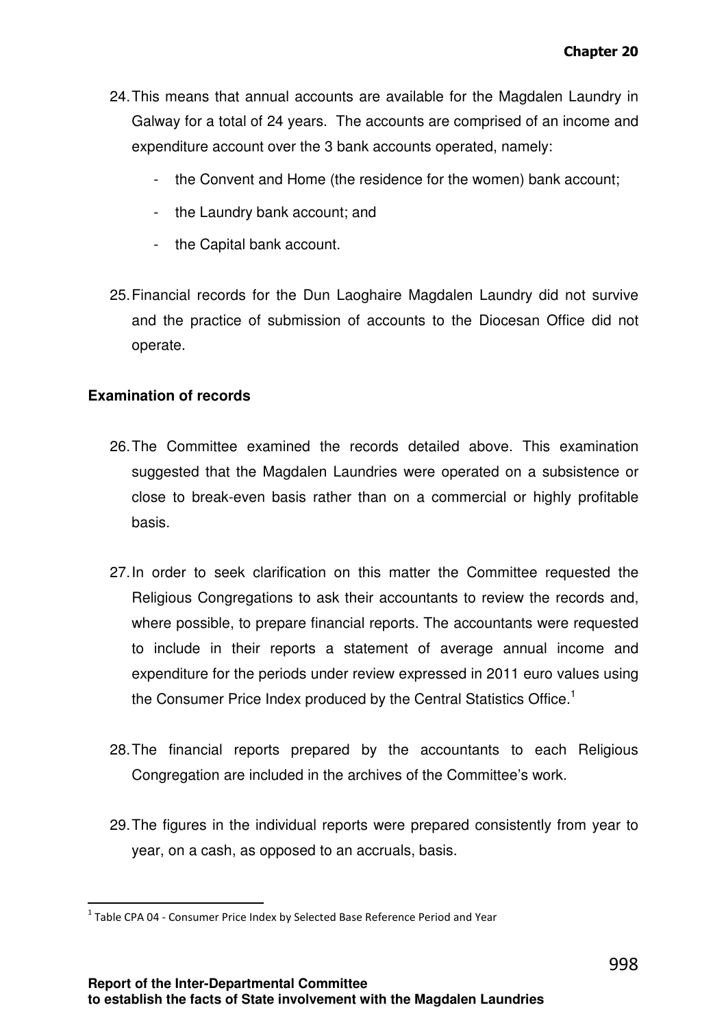24. This means that annual accounts are available for the Magdalen Laundry in Galway for a total of 24 years. The accounts are comprised of an income and expenditure account over the 3 bank accounts operated, namely:

    - the Convent and Home (the residence for the women) bank account;
    - the Laundry bank account; and
    - the Capital bank account.

25. Financial records for the Dun Laoghaire Magdalen Laundry did not survive and the practice of submission of accounts to the Diocesan Office did not operate.

**Examination of records**

26. The Committee examined the records detailed above. This examination suggested that the Magdalen Laundries were operated on a subsistence or close to break-even basis rather than on a commercial or highly profitable basis.

27. In order to seek clarification on this matter the Committee requested the Religious Congregations to ask their accountants to review the records and, where possible, to prepare financial reports. The accountants were requested to include in their reports a statement of average annual income and expenditure for the periods under review expressed in 2011 euro values using the Consumer Price Index produced by the Central Statistics Office.[1]

28. The financial reports prepared by the accountants to each Religious Congregation are included in the archives of the Committee's work.

29. The figures in the individual reports were prepared consistently from year to year, on a cash, as opposed to an accruals, basis.

---

[1] Table CPA 04 - Consumer Price Index by Selected Base Reference Period and Year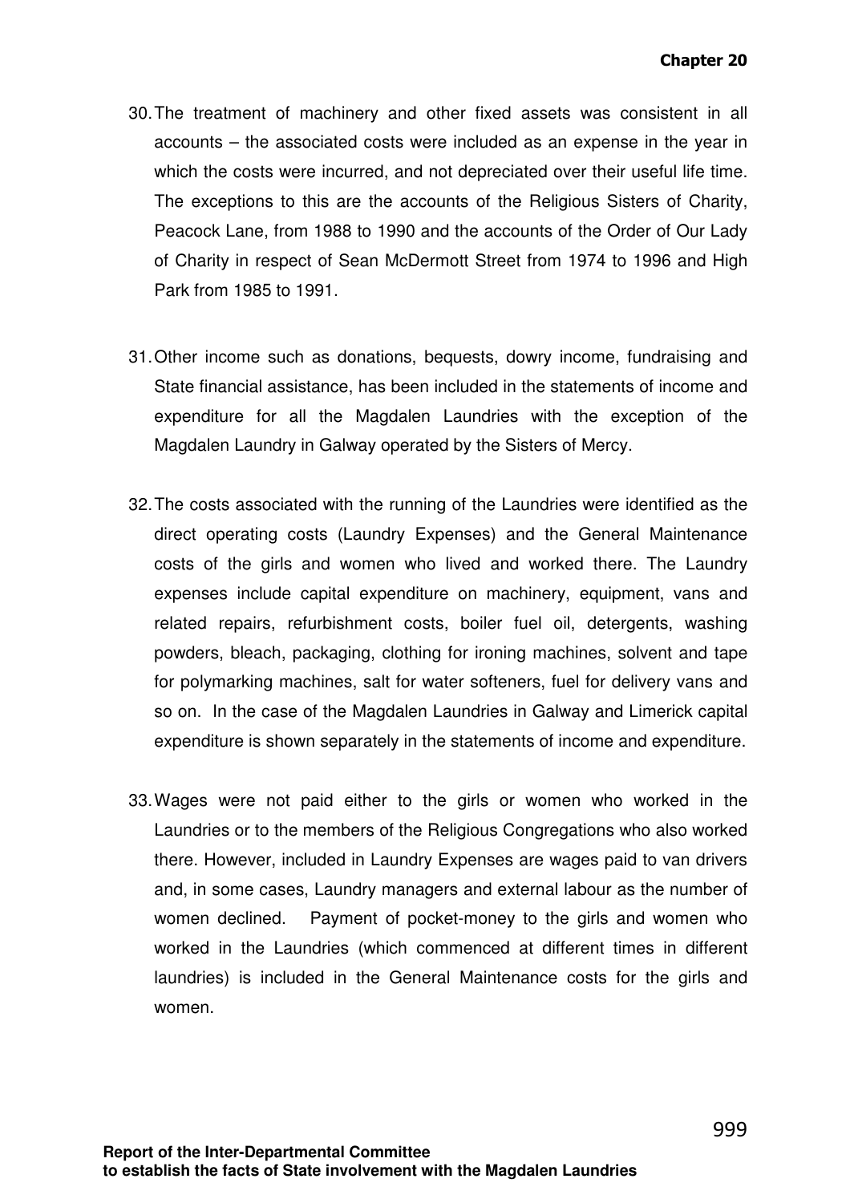30. The treatment of machinery and other fixed assets was consistent in all accounts – the associated costs were included as an expense in the year in which the costs were incurred, and not depreciated over their useful life time. The exceptions to this are the accounts of the Religious Sisters of Charity, Peacock Lane, from 1988 to 1990 and the accounts of the Order of Our Lady of Charity in respect of Sean McDermott Street from 1974 to 1996 and High Park from 1985 to 1991.

31. Other income such as donations, bequests, dowry income, fundraising and State financial assistance, has been included in the statements of income and expenditure for all the Magdalen Laundries with the exception of the Magdalen Laundry in Galway operated by the Sisters of Mercy.

32. The costs associated with the running of the Laundries were identified as the direct operating costs (Laundry Expenses) and the General Maintenance costs of the girls and women who lived and worked there. The Laundry expenses include capital expenditure on machinery, equipment, vans and related repairs, refurbishment costs, boiler fuel oil, detergents, washing powders, bleach, packaging, clothing for ironing machines, solvent and tape for polymarking machines, salt for water softeners, fuel for delivery vans and so on. In the case of the Magdalen Laundries in Galway and Limerick capital expenditure is shown separately in the statements of income and expenditure.

33. Wages were not paid either to the girls or women who worked in the Laundries or to the members of the Religious Congregations who also worked there. However, included in Laundry Expenses are wages paid to van drivers and, in some cases, Laundry managers and external labour as the number of women declined. Payment of pocket-money to the girls and women who worked in the Laundries (which commenced at different times in different laundries) is included in the General Maintenance costs for the girls and women.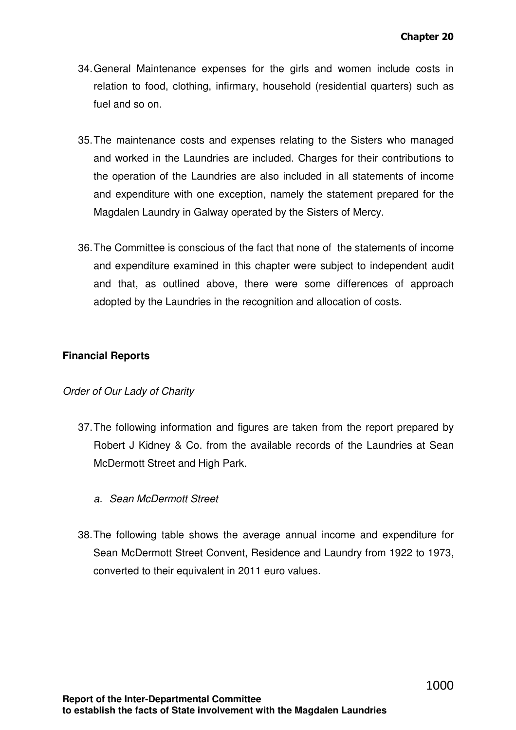34. General Maintenance expenses for the girls and women include costs in relation to food, clothing, infirmary, household (residential quarters) such as fuel and so on.

35. The maintenance costs and expenses relating to the Sisters who managed and worked in the Laundries are included. Charges for their contributions to the operation of the Laundries are also included in all statements of income and expenditure with one exception, namely the statement prepared for the Magdalen Laundry in Galway operated by the Sisters of Mercy.

36. The Committee is conscious of the fact that none of the statements of income and expenditure examined in this chapter were subject to independent audit and that, as outlined above, there were some differences of approach adopted by the Laundries in the recognition and allocation of costs.

**Financial Reports**

*Order of Our Lady of Charity*

37. The following information and figures are taken from the report prepared by Robert J Kidney & Co. from the available records of the Laundries at Sean McDermott Street and High Park.

    *a. Sean McDermott Street*

38. The following table shows the average annual income and expenditure for Sean McDermott Street Convent, Residence and Laundry from 1922 to 1973, converted to their equivalent in 2011 euro values.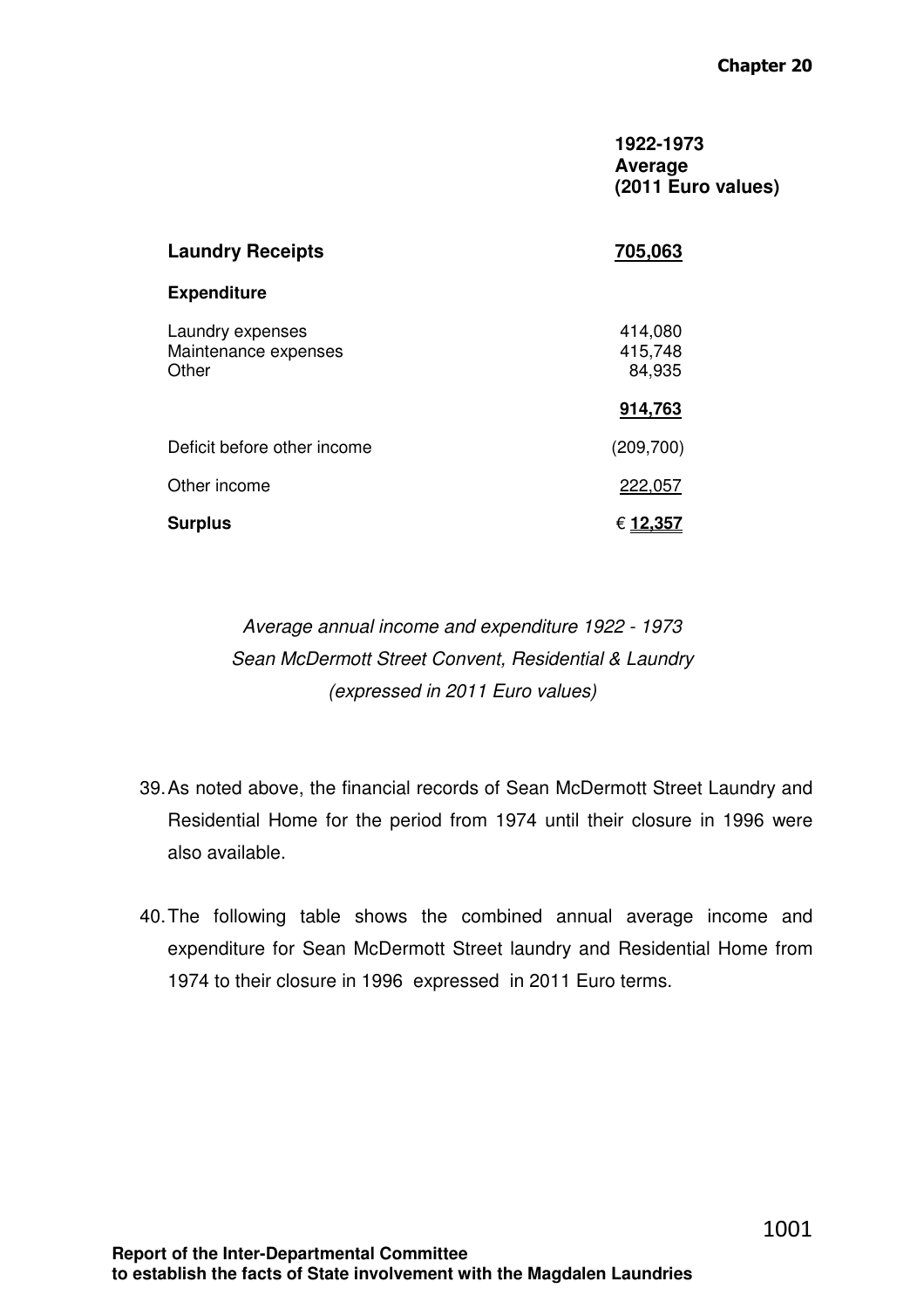| | 1922-1973 Average (2011 Euro values) |
|---|---|
| **Laundry Receipts** | **705,063** |
| **Expenditure** | |
| Laundry expenses | 414,080 |
| Maintenance expenses | 415,748 |
| Other | 84,935 |
| | **914,763** |
| Deficit before other income | (209,700) |
| Other income | 222,057 |
| **Surplus** | € **12,357** |

*Average annual income and expenditure 1922 - 1973*
*Sean McDermott Street Convent, Residential & Laundry*
*(expressed in 2011 Euro values)*

39. As noted above, the financial records of Sean McDermott Street Laundry and Residential Home for the period from 1974 until their closure in 1996 were also available.

40. The following table shows the combined annual average income and expenditure for Sean McDermott Street laundry and Residential Home from 1974 to their closure in 1996 expressed in 2011 Euro terms.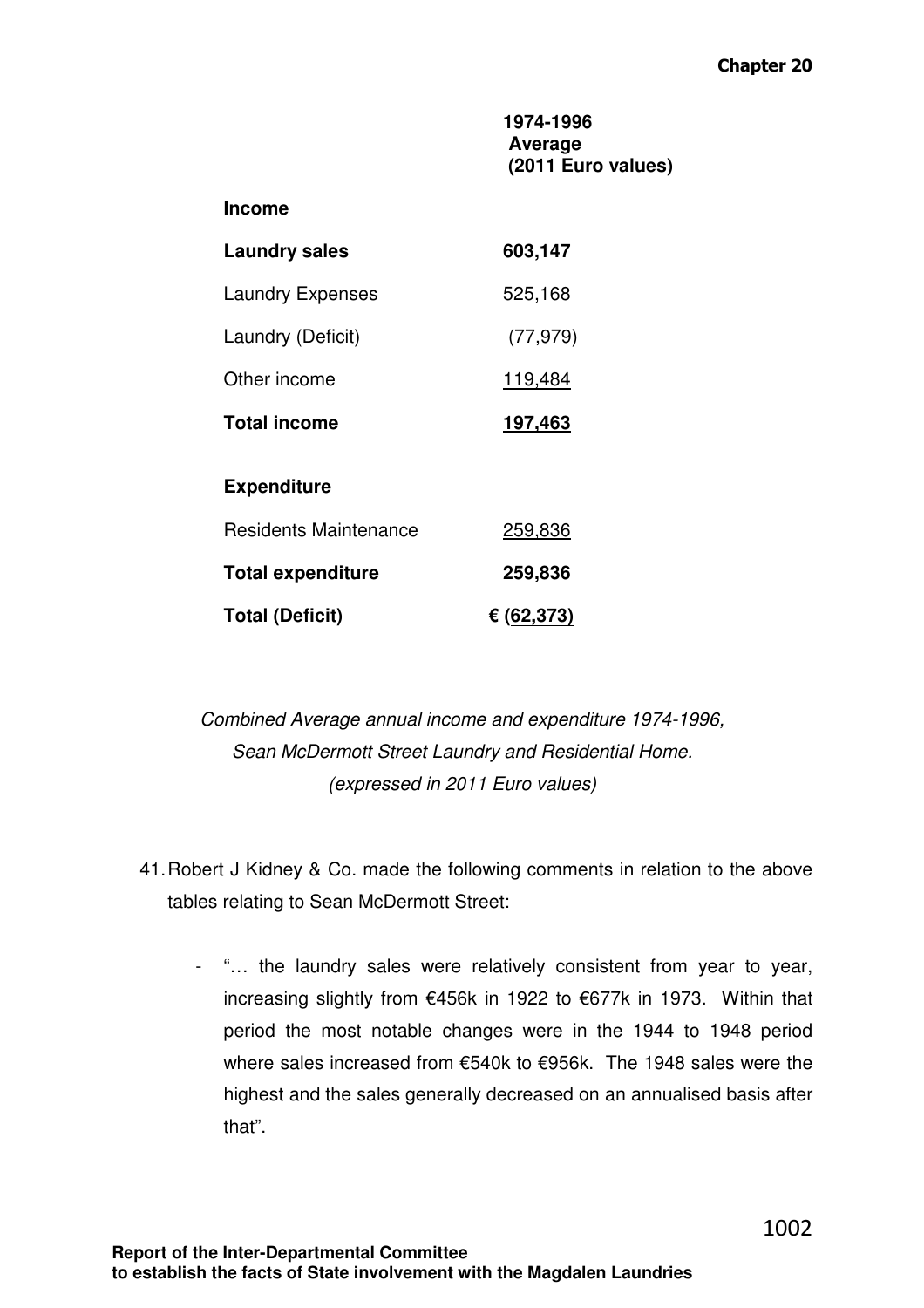| | 1974-1996 Average (2011 Euro values) |
|---|---|
| **Income** | |
| **Laundry sales** | **603,147** |
| Laundry Expenses | 525,168 |
| Laundry (Deficit) | (77,979) |
| Other income | 119,484 |
| **Total income** | **197,463** |
| **Expenditure** | |
| Residents Maintenance | 259,836 |
| **Total expenditure** | **259,836** |
| **Total (Deficit)** | **€ (62,373)** |

*Combined Average annual income and expenditure 1974-1996, Sean McDermott Street Laundry and Residential Home. (expressed in 2011 Euro values)*

41. Robert J Kidney & Co. made the following comments in relation to the above tables relating to Sean McDermott Street:

    - "… the laundry sales were relatively consistent from year to year, increasing slightly from €456k in 1922 to €677k in 1973. Within that period the most notable changes were in the 1944 to 1948 period where sales increased from €540k to €956k. The 1948 sales were the highest and the sales generally decreased on an annualised basis after that".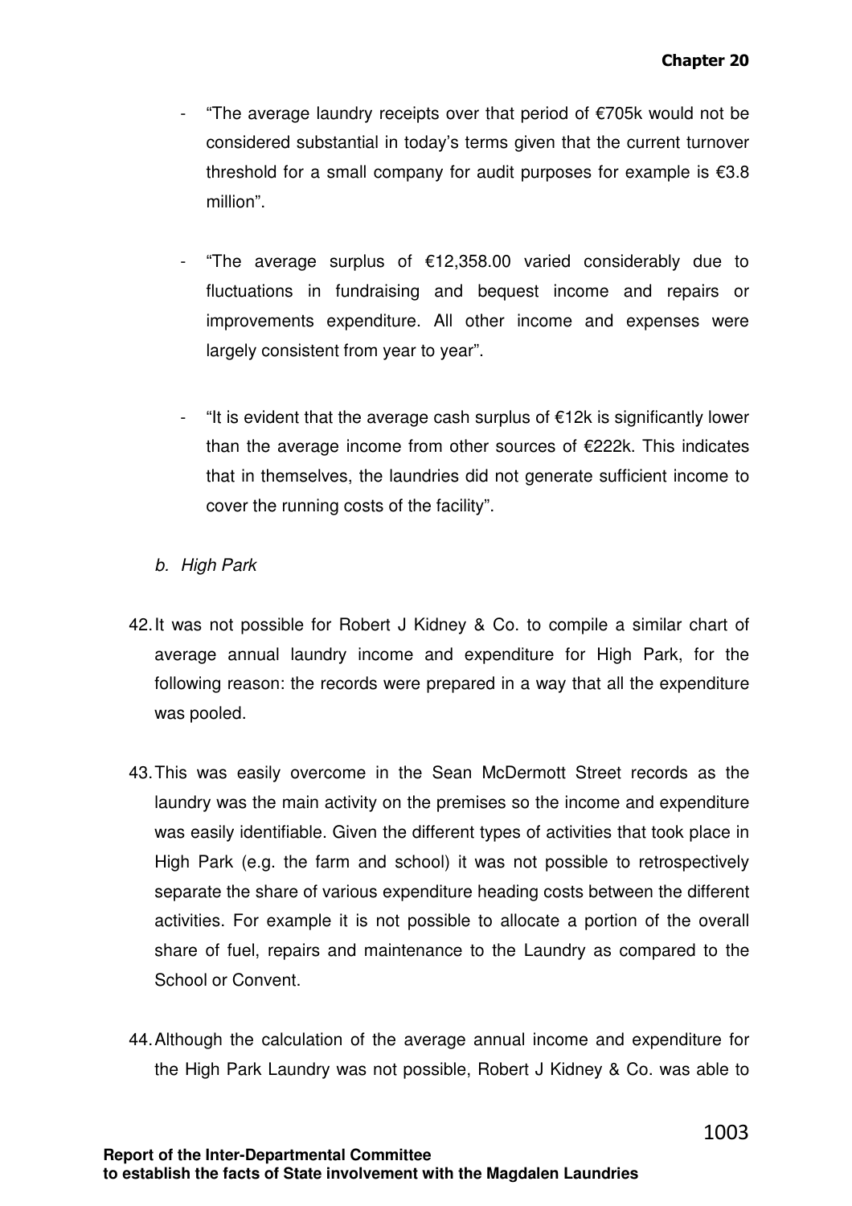- "The average laundry receipts over that period of €705k would not be considered substantial in today's terms given that the current turnover threshold for a small company for audit purposes for example is €3.8 million".

- "The average surplus of €12,358.00 varied considerably due to fluctuations in fundraising and bequest income and repairs or improvements expenditure. All other income and expenses were largely consistent from year to year".

- "It is evident that the average cash surplus of €12k is significantly lower than the average income from other sources of €222k. This indicates that in themselves, the laundries did not generate sufficient income to cover the running costs of the facility".

*b. High Park*

42. It was not possible for Robert J Kidney & Co. to compile a similar chart of average annual laundry income and expenditure for High Park, for the following reason: the records were prepared in a way that all the expenditure was pooled.

43. This was easily overcome in the Sean McDermott Street records as the laundry was the main activity on the premises so the income and expenditure was easily identifiable. Given the different types of activities that took place in High Park (e.g. the farm and school) it was not possible to retrospectively separate the share of various expenditure heading costs between the different activities. For example it is not possible to allocate a portion of the overall share of fuel, repairs and maintenance to the Laundry as compared to the School or Convent.

44. Although the calculation of the average annual income and expenditure for the High Park Laundry was not possible, Robert J Kidney & Co. was able to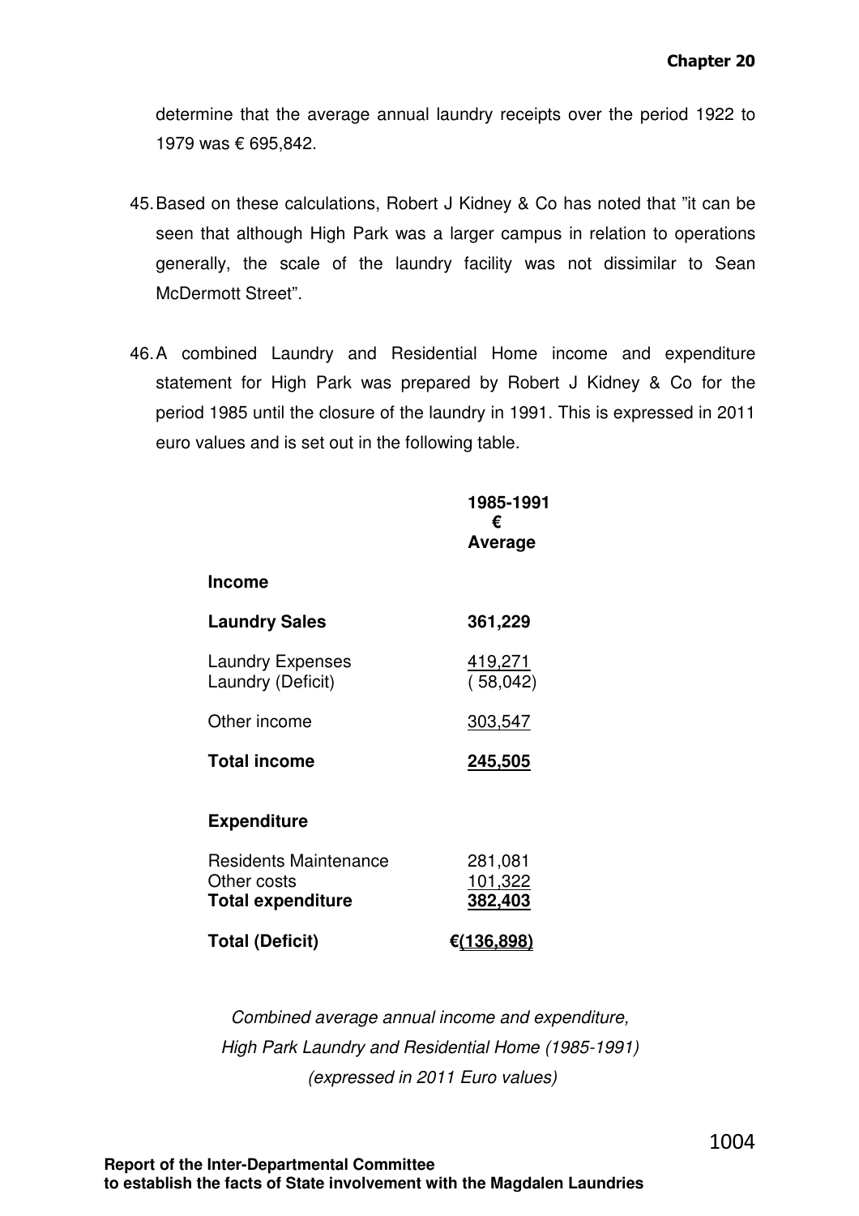determine that the average annual laundry receipts over the period 1922 to 1979 was € 695,842.

45. Based on these calculations, Robert J Kidney & Co has noted that "it can be seen that although High Park was a larger campus in relation to operations generally, the scale of the laundry facility was not dissimilar to Sean McDermott Street".

46. A combined Laundry and Residential Home income and expenditure statement for High Park was prepared by Robert J Kidney & Co for the period 1985 until the closure of the laundry in 1991. This is expressed in 2011 euro values and is set out in the following table.

| | **1985-1991 € Average** |
|---|---|
| **Income** | |
| **Laundry Sales** | **361,229** |
| Laundry Expenses | 419,271 |
| Laundry (Deficit) | ( 58,042) |
| Other income | 303,547 |
| **Total income** | **245,505** |
| **Expenditure** | |
| Residents Maintenance | 281,081 |
| Other costs | 101,322 |
| **Total expenditure** | **382,403** |
| **Total (Deficit)** | **€(136,898)** |

*Combined average annual income and expenditure, High Park Laundry and Residential Home (1985-1991) (expressed in 2011 Euro values)*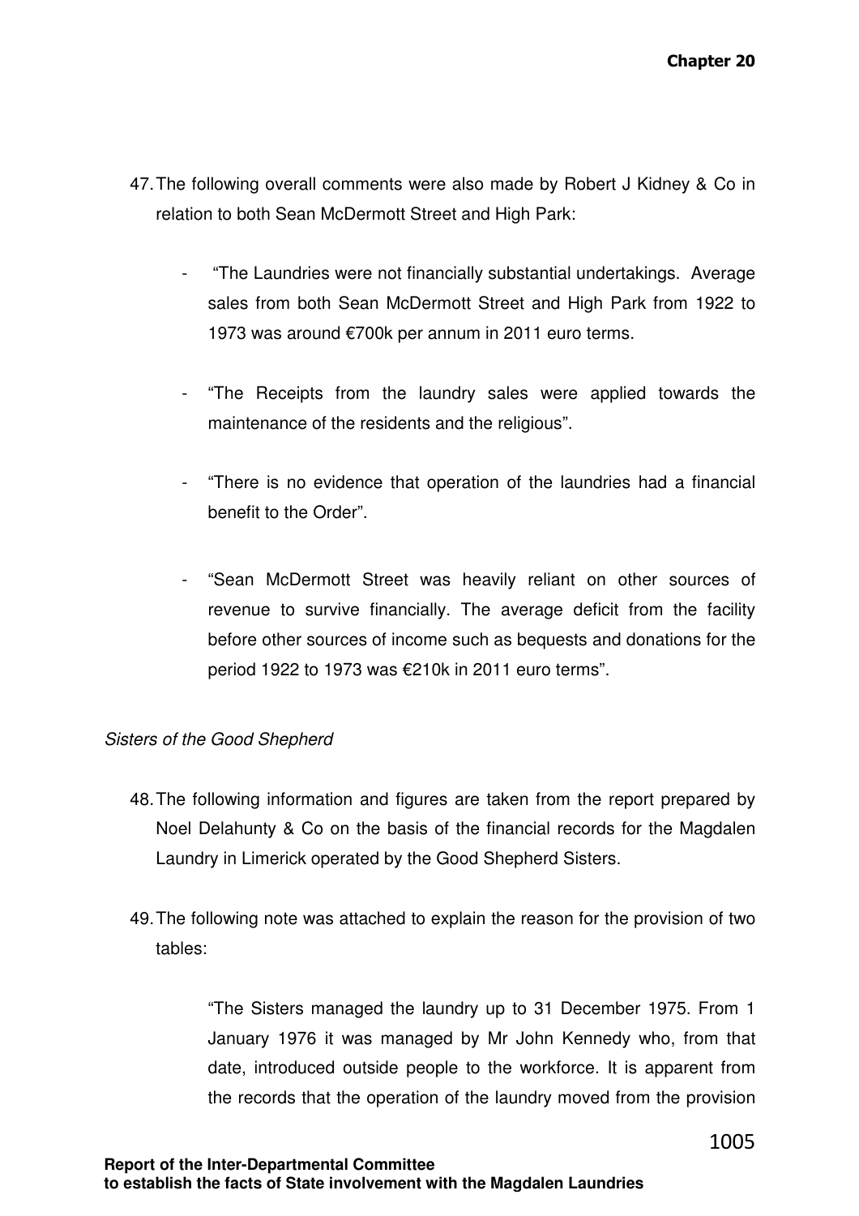47. The following overall comments were also made by Robert J Kidney & Co in relation to both Sean McDermott Street and High Park:

    - "The Laundries were not financially substantial undertakings. Average sales from both Sean McDermott Street and High Park from 1922 to 1973 was around €700k per annum in 2011 euro terms.

    - "The Receipts from the laundry sales were applied towards the maintenance of the residents and the religious".

    - "There is no evidence that operation of the laundries had a financial benefit to the Order".

    - "Sean McDermott Street was heavily reliant on other sources of revenue to survive financially. The average deficit from the facility before other sources of income such as bequests and donations for the period 1922 to 1973 was €210k in 2011 euro terms".

*Sisters of the Good Shepherd*

48. The following information and figures are taken from the report prepared by Noel Delahunty & Co on the basis of the financial records for the Magdalen Laundry in Limerick operated by the Good Shepherd Sisters.

49. The following note was attached to explain the reason for the provision of two tables:

    > "The Sisters managed the laundry up to 31 December 1975. From 1 January 1976 it was managed by Mr John Kennedy who, from that date, introduced outside people to the workforce. It is apparent from the records that the operation of the laundry moved from the provision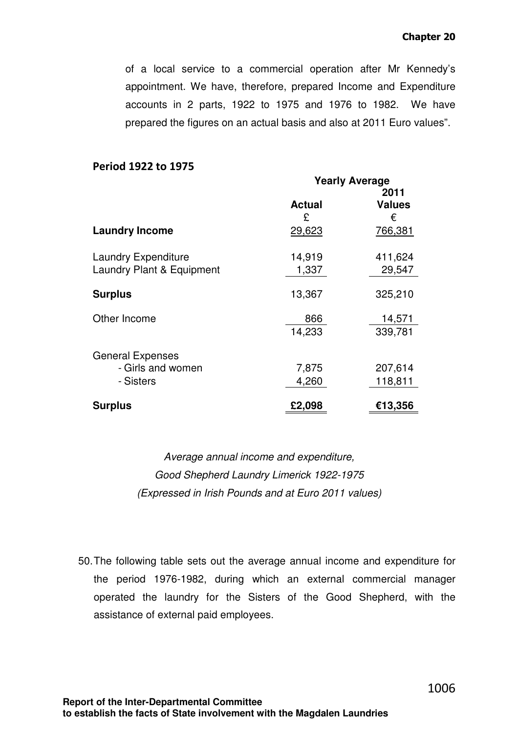of a local service to a commercial operation after Mr Kennedy's appointment. We have, therefore, prepared Income and Expenditure accounts in 2 parts, 1922 to 1975 and 1976 to 1982. We have prepared the figures on an actual basis and also at 2011 Euro values".

**Period 1922 to 1975**

| | Yearly Average | |
|---|---|---|
| | **Actual** | **2011 Values** |
| | £ | € |
| **Laundry Income** | 29,623 | 766,381 |
| Laundry Expenditure | 14,919 | 411,624 |
| Laundry Plant & Equipment | 1,337 | 29,547 |
| **Surplus** | 13,367 | 325,210 |
| Other Income | 866 | 14,571 |
| | 14,233 | 339,781 |
| General Expenses | | |
| - Girls and women | 7,875 | 207,614 |
| - Sisters | 4,260 | 118,811 |
| **Surplus** | **£2,098** | **€13,356** |

*Average annual income and expenditure,*
*Good Shepherd Laundry Limerick 1922-1975*
*(Expressed in Irish Pounds and at Euro 2011 values)*

50. The following table sets out the average annual income and expenditure for the period 1976-1982, during which an external commercial manager operated the laundry for the Sisters of the Good Shepherd, with the assistance of external paid employees.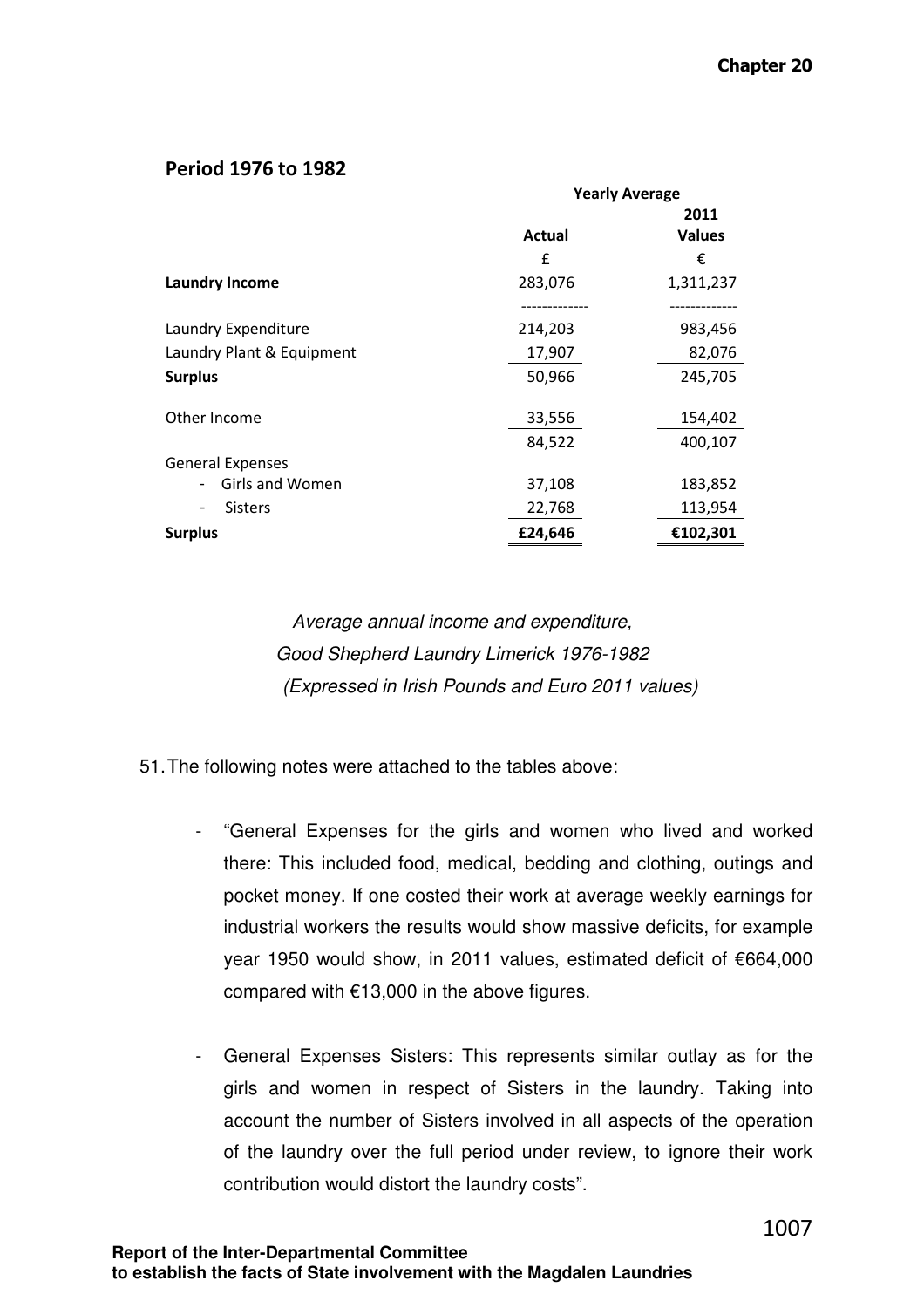## Period 1976 to 1982

| | Yearly Average | |
|---|---|---|
| | Actual | 2011 Values |
| | £ | € |
| **Laundry Income** | 283,076 | 1,311,237 |
| Laundry Expenditure | 214,203 | 983,456 |
| Laundry Plant & Equipment | 17,907 | 82,076 |
| **Surplus** | 50,966 | 245,705 |
| Other Income | 33,556 | 154,402 |
| | 84,522 | 400,107 |
| General Expenses | | |
| - Girls and Women | 37,108 | 183,852 |
| - Sisters | 22,768 | 113,954 |
| **Surplus** | **£24,646** | **€102,301** |

*Average annual income and expenditure,*
*Good Shepherd Laundry Limerick 1976-1982*
*(Expressed in Irish Pounds and Euro 2011 values)*

51. The following notes were attached to the tables above:

- "General Expenses for the girls and women who lived and worked there: This included food, medical, bedding and clothing, outings and pocket money. If one costed their work at average weekly earnings for industrial workers the results would show massive deficits, for example year 1950 would show, in 2011 values, estimated deficit of €664,000 compared with €13,000 in the above figures.

- General Expenses Sisters: This represents similar outlay as for the girls and women in respect of Sisters in the laundry. Taking into account the number of Sisters involved in all aspects of the operation of the laundry over the full period under review, to ignore their work contribution would distort the laundry costs".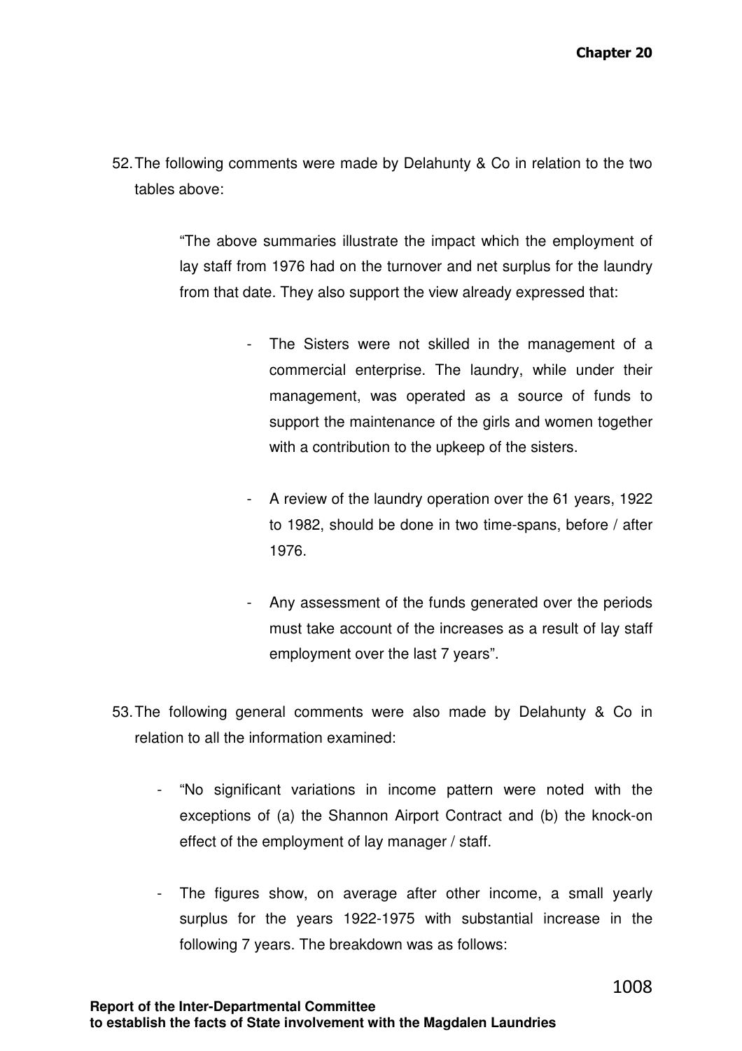52. The following comments were made by Delahunty & Co in relation to the two tables above:

> "The above summaries illustrate the impact which the employment of lay staff from 1976 had on the turnover and net surplus for the laundry from that date. They also support the view already expressed that:
>
> - The Sisters were not skilled in the management of a commercial enterprise. The laundry, while under their management, was operated as a source of funds to support the maintenance of the girls and women together with a contribution to the upkeep of the sisters.
>
> - A review of the laundry operation over the 61 years, 1922 to 1982, should be done in two time-spans, before / after 1976.
>
> - Any assessment of the funds generated over the periods must take account of the increases as a result of lay staff employment over the last 7 years".

53. The following general comments were also made by Delahunty & Co in relation to all the information examined:

    - "No significant variations in income pattern were noted with the exceptions of (a) the Shannon Airport Contract and (b) the knock-on effect of the employment of lay manager / staff.

    - The figures show, on average after other income, a small yearly surplus for the years 1922-1975 with substantial increase in the following 7 years. The breakdown was as follows: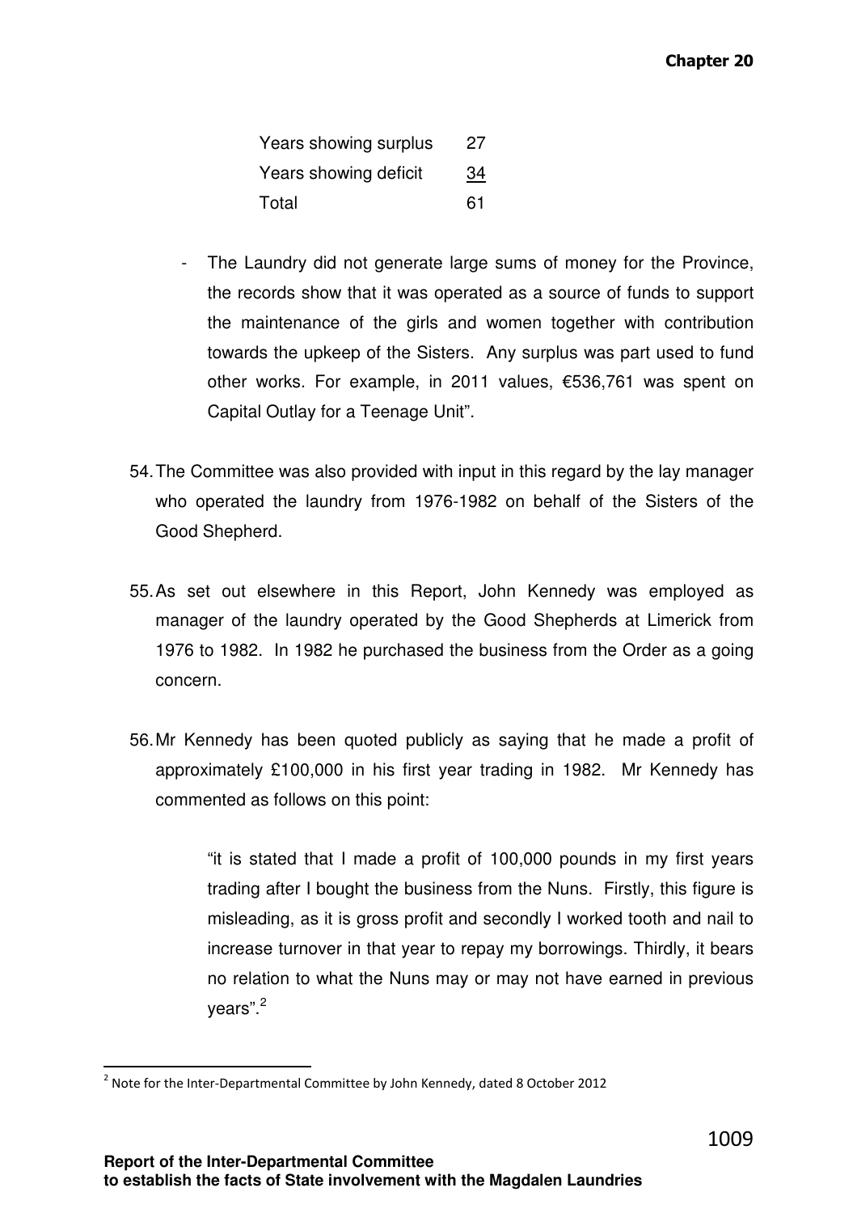| | |
|---|---|
| Years showing surplus | 27 |
| Years showing deficit | 34 |
| Total | 61 |

- The Laundry did not generate large sums of money for the Province, the records show that it was operated as a source of funds to support the maintenance of the girls and women together with contribution towards the upkeep of the Sisters. Any surplus was part used to fund other works. For example, in 2011 values, €536,761 was spent on Capital Outlay for a Teenage Unit".

54. The Committee was also provided with input in this regard by the lay manager who operated the laundry from 1976-1982 on behalf of the Sisters of the Good Shepherd.

55. As set out elsewhere in this Report, John Kennedy was employed as manager of the laundry operated by the Good Shepherds at Limerick from 1976 to 1982. In 1982 he purchased the business from the Order as a going concern.

56. Mr Kennedy has been quoted publicly as saying that he made a profit of approximately £100,000 in his first year trading in 1982. Mr Kennedy has commented as follows on this point:

> "it is stated that I made a profit of 100,000 pounds in my first years trading after I bought the business from the Nuns. Firstly, this figure is misleading, as it is gross profit and secondly I worked tooth and nail to increase turnover in that year to repay my borrowings. Thirdly, it bears no relation to what the Nuns may or may not have earned in previous years".[2]

[2] Note for the Inter-Departmental Committee by John Kennedy, dated 8 October 2012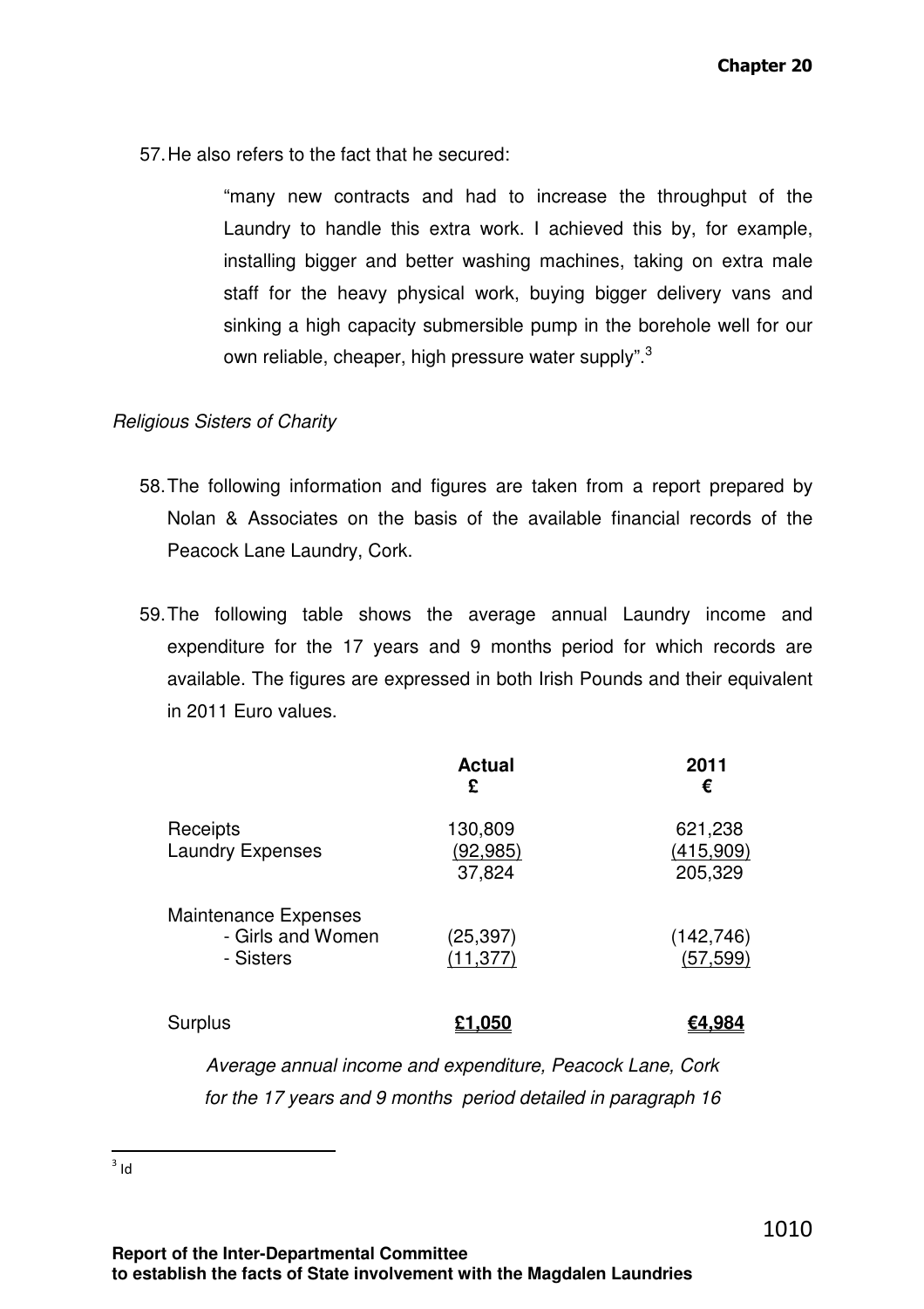57. He also refers to the fact that he secured:

> "many new contracts and had to increase the throughput of the Laundry to handle this extra work. I achieved this by, for example, installing bigger and better washing machines, taking on extra male staff for the heavy physical work, buying bigger delivery vans and sinking a high capacity submersible pump in the borehole well for our own reliable, cheaper, high pressure water supply".[3]

*Religious Sisters of Charity*

58. The following information and figures are taken from a report prepared by Nolan & Associates on the basis of the available financial records of the Peacock Lane Laundry, Cork.

59. The following table shows the average annual Laundry income and expenditure for the 17 years and 9 months period for which records are available. The figures are expressed in both Irish Pounds and their equivalent in 2011 Euro values.

| | **Actual £** | **2011 €** |
|---|---|---|
| Receipts | 130,809 | 621,238 |
| Laundry Expenses | (92,985) | (415,909) |
| | 37,824 | 205,329 |
| Maintenance Expenses | | |
| - Girls and Women | (25,397) | (142,746) |
| - Sisters | (11,377) | (57,599) |
| Surplus | **£1,050** | **€4,984** |

*Average annual income and expenditure, Peacock Lane, Cork for the 17 years and 9 months period detailed in paragraph 16*

[3] Id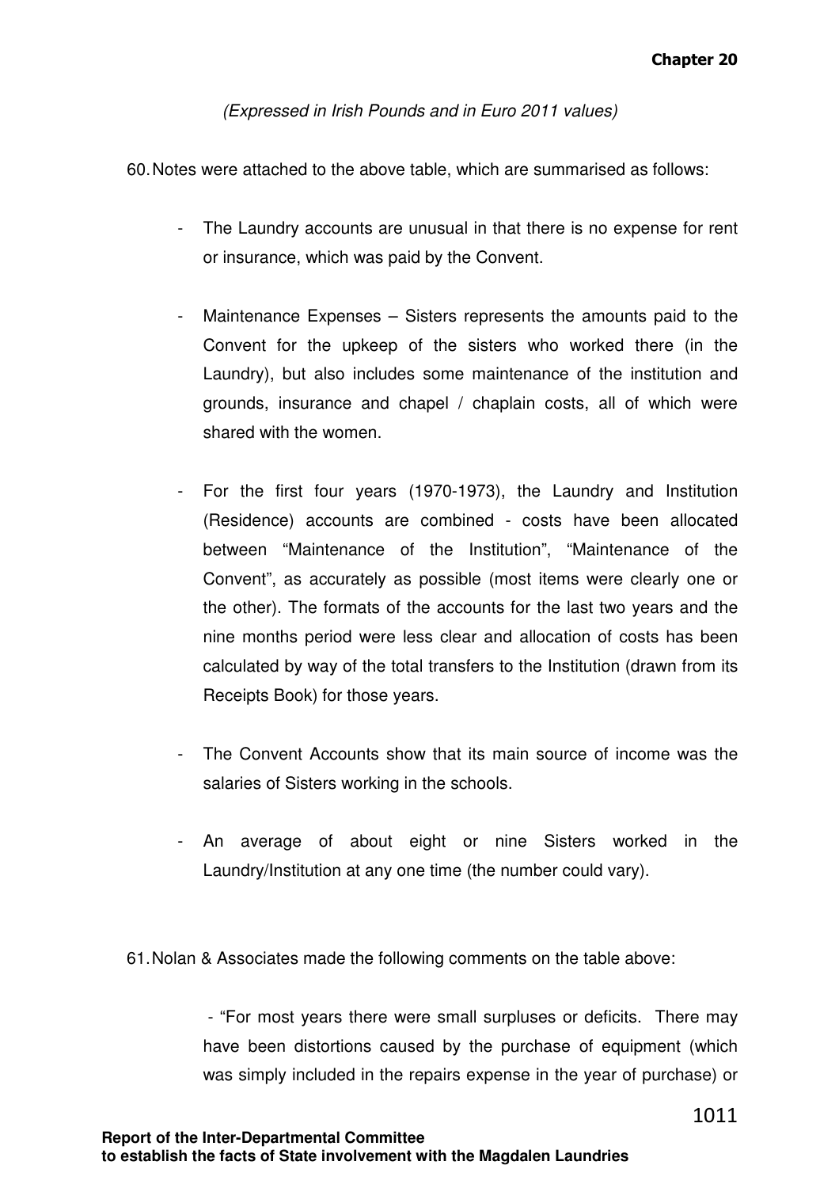*(Expressed in Irish Pounds and in Euro 2011 values)*

60. Notes were attached to the above table, which are summarised as follows:

- The Laundry accounts are unusual in that there is no expense for rent or insurance, which was paid by the Convent.

- Maintenance Expenses – Sisters represents the amounts paid to the Convent for the upkeep of the sisters who worked there (in the Laundry), but also includes some maintenance of the institution and grounds, insurance and chapel / chaplain costs, all of which were shared with the women.

- For the first four years (1970-1973), the Laundry and Institution (Residence) accounts are combined - costs have been allocated between "Maintenance of the Institution", "Maintenance of the Convent", as accurately as possible (most items were clearly one or the other). The formats of the accounts for the last two years and the nine months period were less clear and allocation of costs has been calculated by way of the total transfers to the Institution (drawn from its Receipts Book) for those years.

- The Convent Accounts show that its main source of income was the salaries of Sisters working in the schools.

- An average of about eight or nine Sisters worked in the Laundry/Institution at any one time (the number could vary).

61. Nolan & Associates made the following comments on the table above:

- "For most years there were small surpluses or deficits. There may have been distortions caused by the purchase of equipment (which was simply included in the repairs expense in the year of purchase) or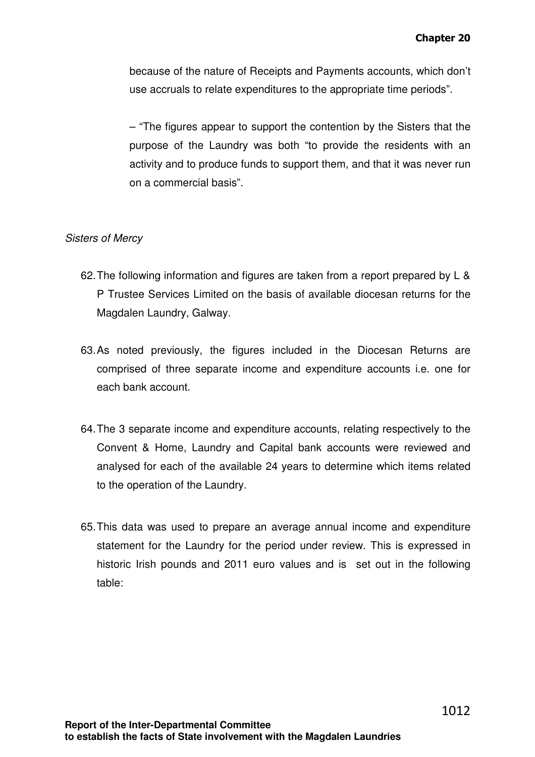because of the nature of Receipts and Payments accounts, which don’t use accruals to relate expenditures to the appropriate time periods”.

– “The figures appear to support the contention by the Sisters that the purpose of the Laundry was both “to provide the residents with an activity and to produce funds to support them, and that it was never run on a commercial basis”.

*Sisters of Mercy*

62. The following information and figures are taken from a report prepared by L & P Trustee Services Limited on the basis of available diocesan returns for the Magdalen Laundry, Galway.

63. As noted previously, the figures included in the Diocesan Returns are comprised of three separate income and expenditure accounts i.e. one for each bank account.

64. The 3 separate income and expenditure accounts, relating respectively to the Convent & Home, Laundry and Capital bank accounts were reviewed and analysed for each of the available 24 years to determine which items related to the operation of the Laundry.

65. This data was used to prepare an average annual income and expenditure statement for the Laundry for the period under review. This is expressed in historic Irish pounds and 2011 euro values and is set out in the following table: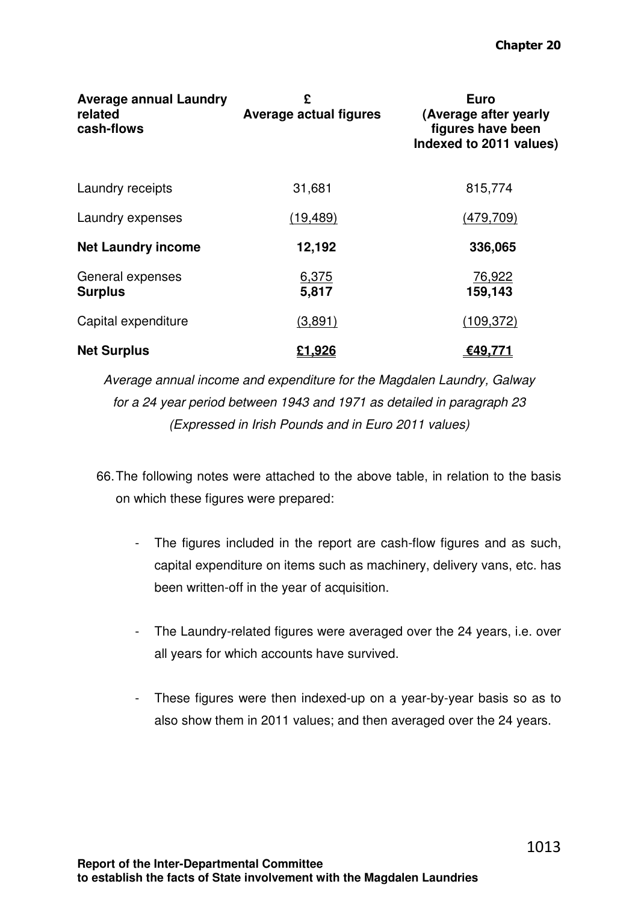| **Average annual Laundry related cash-flows** | **£ Average actual figures** | **Euro (Average after yearly figures have been Indexed to 2011 values)** |
|---|---|---|
| Laundry receipts | 31,681 | 815,774 |
| Laundry expenses | (19,489) | (479,709) |
| **Net Laundry income** | **12,192** | **336,065** |
| General expenses | 6,375 | 76,922 |
| **Surplus** | **5,817** | **159,143** |
| Capital expenditure | (3,891) | (109,372) |
| **Net Surplus** | **£1,926** | **€49,771** |

*Average annual income and expenditure for the Magdalen Laundry, Galway for a 24 year period between 1943 and 1971 as detailed in paragraph 23 (Expressed in Irish Pounds and in Euro 2011 values)*

66. The following notes were attached to the above table, in relation to the basis on which these figures were prepared:

- The figures included in the report are cash-flow figures and as such, capital expenditure on items such as machinery, delivery vans, etc. has been written-off in the year of acquisition.

- The Laundry-related figures were averaged over the 24 years, i.e. over all years for which accounts have survived.

- These figures were then indexed-up on a year-by-year basis so as to also show them in 2011 values; and then averaged over the 24 years.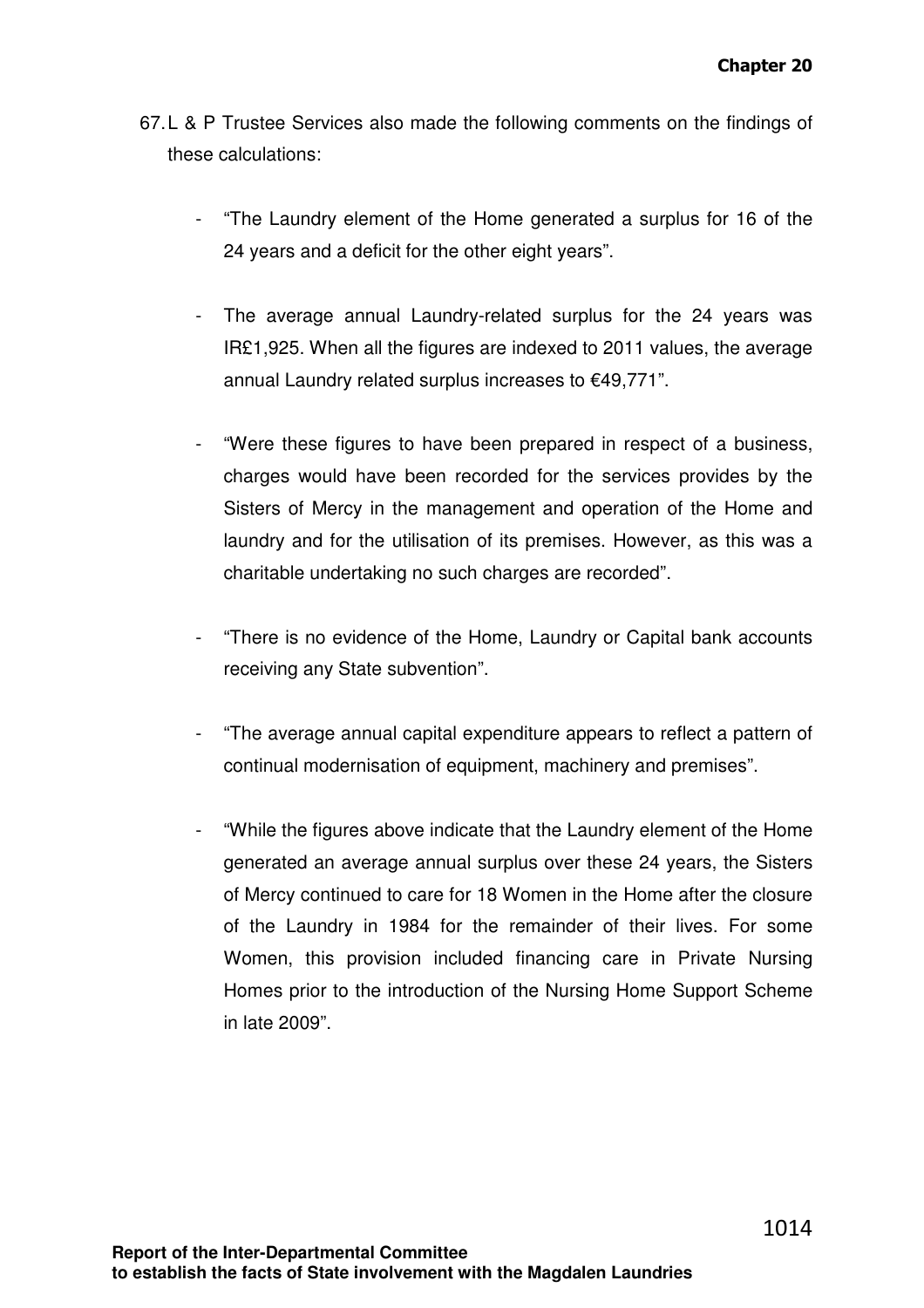67. L & P Trustee Services also made the following comments on the findings of these calculations:

- "The Laundry element of the Home generated a surplus for 16 of the 24 years and a deficit for the other eight years".

- The average annual Laundry-related surplus for the 24 years was IR£1,925. When all the figures are indexed to 2011 values, the average annual Laundry related surplus increases to €49,771".

- "Were these figures to have been prepared in respect of a business, charges would have been recorded for the services provides by the Sisters of Mercy in the management and operation of the Home and laundry and for the utilisation of its premises. However, as this was a charitable undertaking no such charges are recorded".

- "There is no evidence of the Home, Laundry or Capital bank accounts receiving any State subvention".

- "The average annual capital expenditure appears to reflect a pattern of continual modernisation of equipment, machinery and premises".

- "While the figures above indicate that the Laundry element of the Home generated an average annual surplus over these 24 years, the Sisters of Mercy continued to care for 18 Women in the Home after the closure of the Laundry in 1984 for the remainder of their lives. For some Women, this provision included financing care in Private Nursing Homes prior to the introduction of the Nursing Home Support Scheme in late 2009".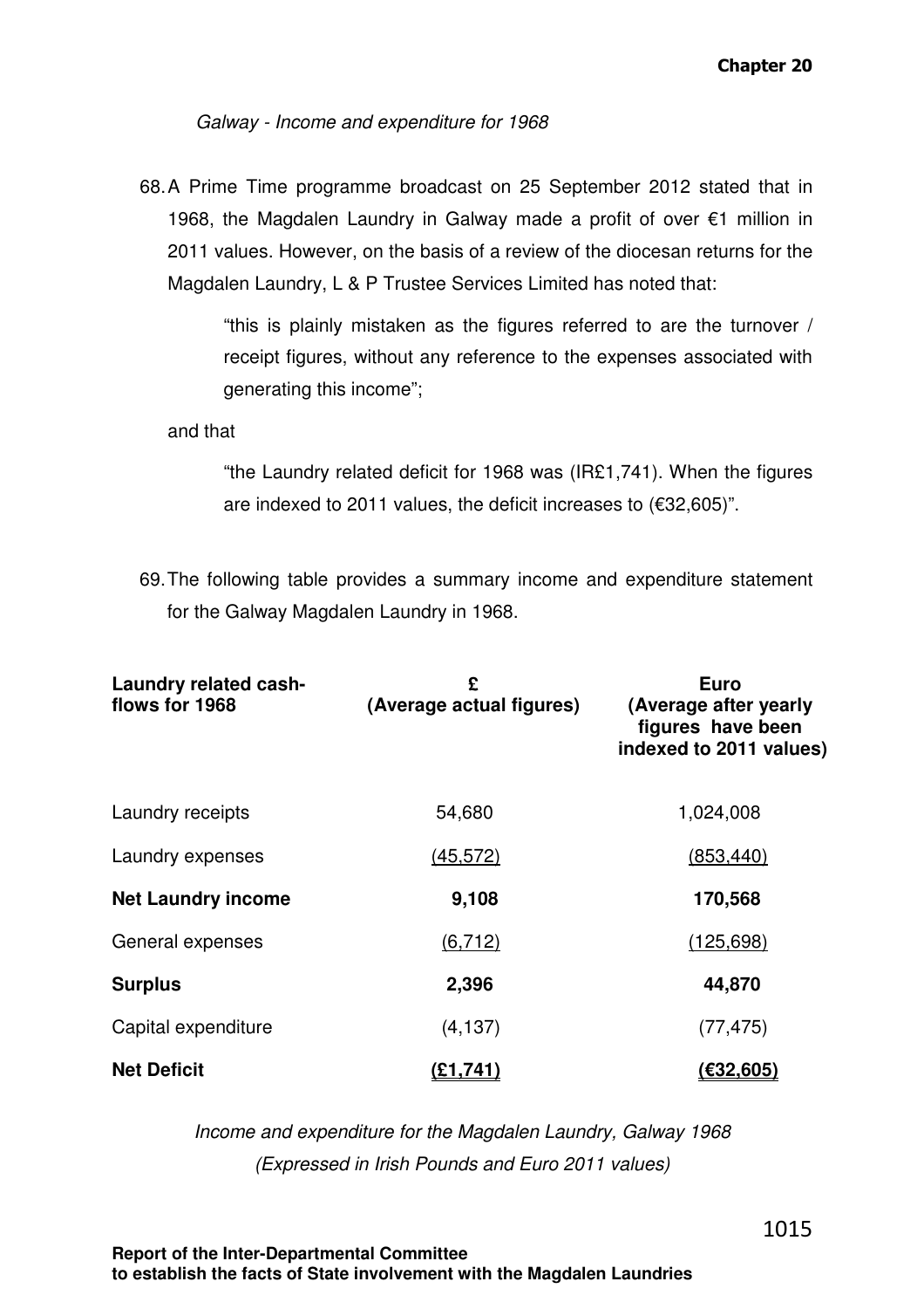*Galway - Income and expenditure for 1968*

68. A Prime Time programme broadcast on 25 September 2012 stated that in 1968, the Magdalen Laundry in Galway made a profit of over €1 million in 2011 values. However, on the basis of a review of the diocesan returns for the Magdalen Laundry, L & P Trustee Services Limited has noted that:

   "this is plainly mistaken as the figures referred to are the turnover / receipt figures, without any reference to the expenses associated with generating this income";

   and that

   "the Laundry related deficit for 1968 was (IR£1,741). When the figures are indexed to 2011 values, the deficit increases to (€32,605)".

69. The following table provides a summary income and expenditure statement for the Galway Magdalen Laundry in 1968.

| Laundry related cash-flows for 1968 | £ (Average actual figures) | Euro (Average after yearly figures have been indexed to 2011 values) |
|---|---|---|
| Laundry receipts | 54,680 | 1,024,008 |
| Laundry expenses | (45,572) | (853,440) |
| **Net Laundry income** | **9,108** | **170,568** |
| General expenses | (6,712) | (125,698) |
| **Surplus** | **2,396** | **44,870** |
| Capital expenditure | (4,137) | (77,475) |
| **Net Deficit** | **(£1,741)** | **(€32,605)** |

*Income and expenditure for the Magdalen Laundry, Galway 1968*
*(Expressed in Irish Pounds and Euro 2011 values)*